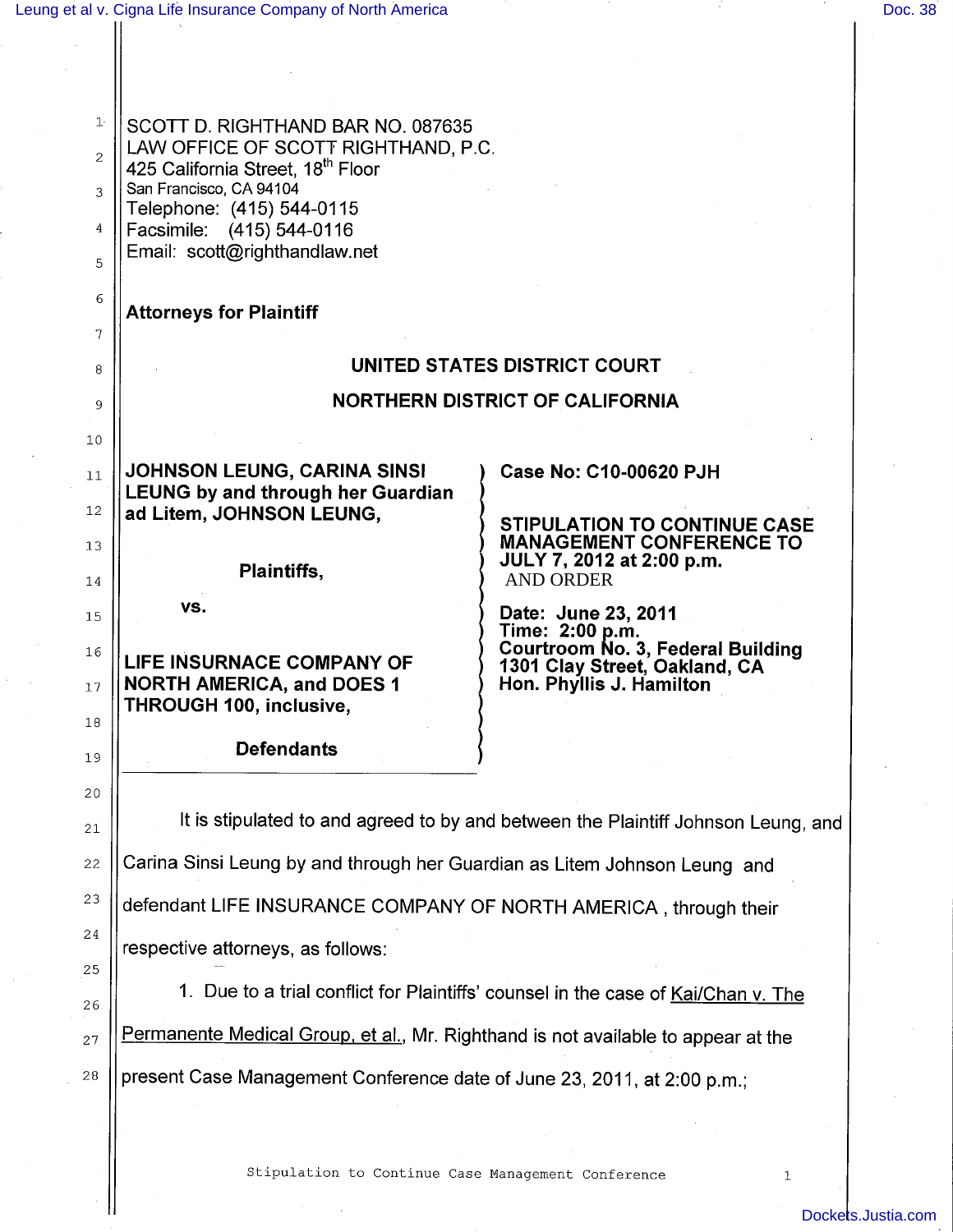SCOTT D. RIGHTHAND BAR NO. 087635
LAW OFFICE OF SCOTT RIGHTHAND, P.C.
425 California Street, 18th Floor
San Francisco, CA 94104
Telephone: (415) 544-0115
Facsimile: (415) 544-0116
Email: scott@righthandlaw.net

**Attorneys for Plaintiff**

**UNITED STATES DISTRICT COURT**

**NORTHERN DISTRICT OF CALIFORNIA**

| | |
|---|---|
| **JOHNSON LEUNG, CARINA SINSI LEUNG by and through her Guardian ad Litem, JOHNSON LEUNG,**<br><br>**Plaintiffs,**<br><br>**vs.**<br><br>**LIFE INSURNACE COMPANY OF NORTH AMERICA, and DOES 1 THROUGH 100, inclusive,**<br><br>**Defendants** | **Case No: C10-00620 PJH**<br><br>**STIPULATION TO CONTINUE CASE MANAGEMENT CONFERENCE TO JULY 7, 2012 at 2:00 p.m.** AND ORDER<br><br>**Date: June 23, 2011**<br>**Time: 2:00 p.m.**<br>**Courtroom No. 3, Federal Building**<br>**1301 Clay Street, Oakland, CA**<br>**Hon. Phyllis J. Hamilton** |

It is stipulated to and agreed to by and between the Plaintiff Johnson Leung, and Carina Sinsi Leung by and through her Guardian as Litem Johnson Leung and defendant LIFE INSURANCE COMPANY OF NORTH AMERICA , through their respective attorneys, as follows:

1. Due to a trial conflict for Plaintiffs' counsel in the case of Kai/Chan v. The Permanente Medical Group, et al., Mr. Righthand is not available to appear at the present Case Management Conference date of June 23, 2011, at 2:00 p.m.;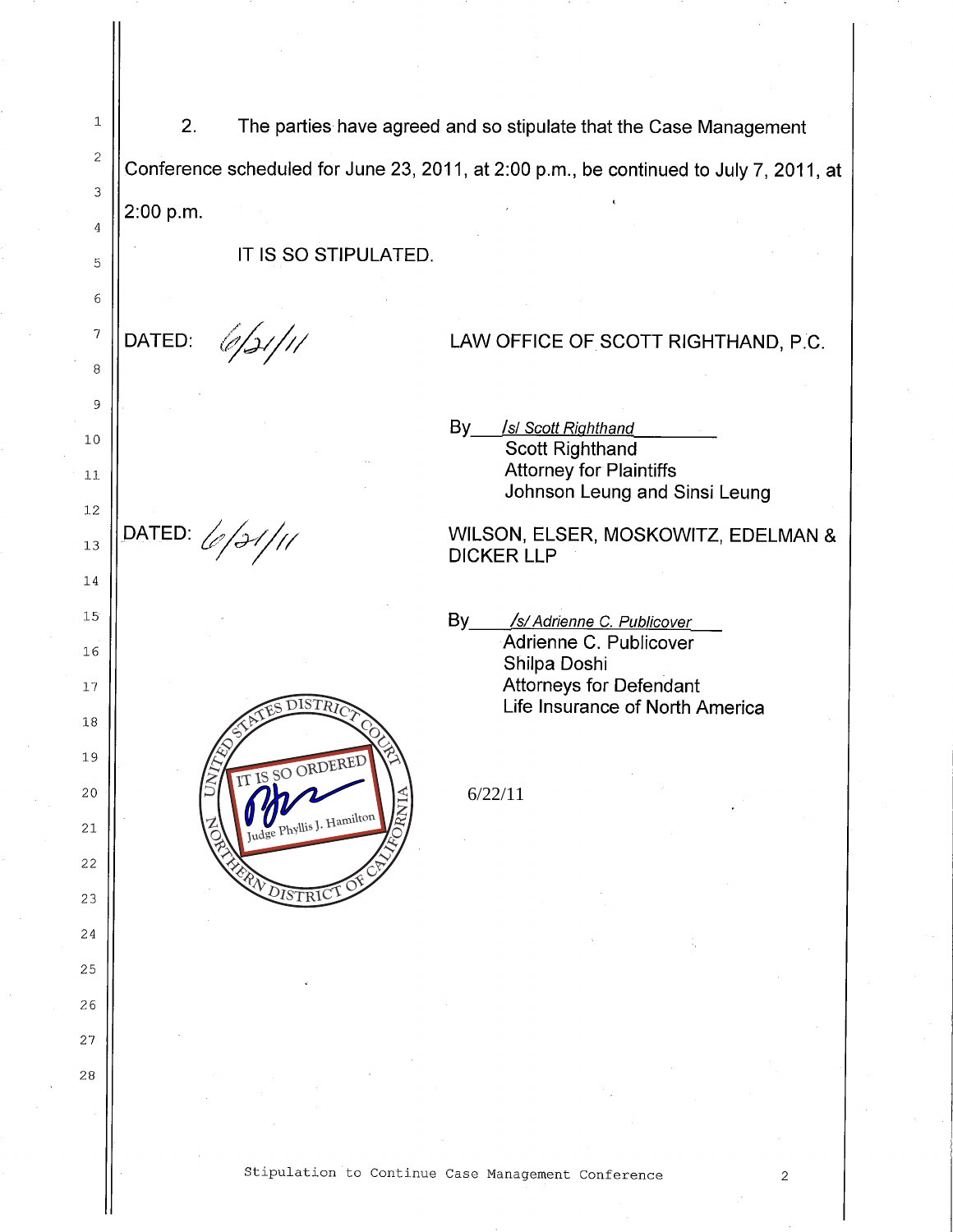2. The parties have agreed and so stipulate that the Case Management Conference scheduled for June 23, 2011, at 2:00 p.m., be continued to July 7, 2011, at 2:00 p.m.

IT IS SO STIPULATED.

DATED: 6/21/11

LAW OFFICE OF SCOTT RIGHTHAND, P.C.

By /s/ Scott Righthand
Scott Righthand
Attorney for Plaintiffs
Johnson Leung and Sinsi Leung

DATED: 6/21/11

WILSON, ELSER, MOSKOWITZ, EDELMAN & DICKER LLP

By /s/ Adrienne C. Publicover
Adrienne C. Publicover
Shilpa Doshi
Attorneys for Defendant
Life Insurance of North America

UNITED STATES DISTRICT COURT
NORTHERN DISTRICT OF CALIFORNIA
IT IS SO ORDERED
Judge Phyllis J. Hamilton

6/22/11

Stipulation to Continue Case Management Conference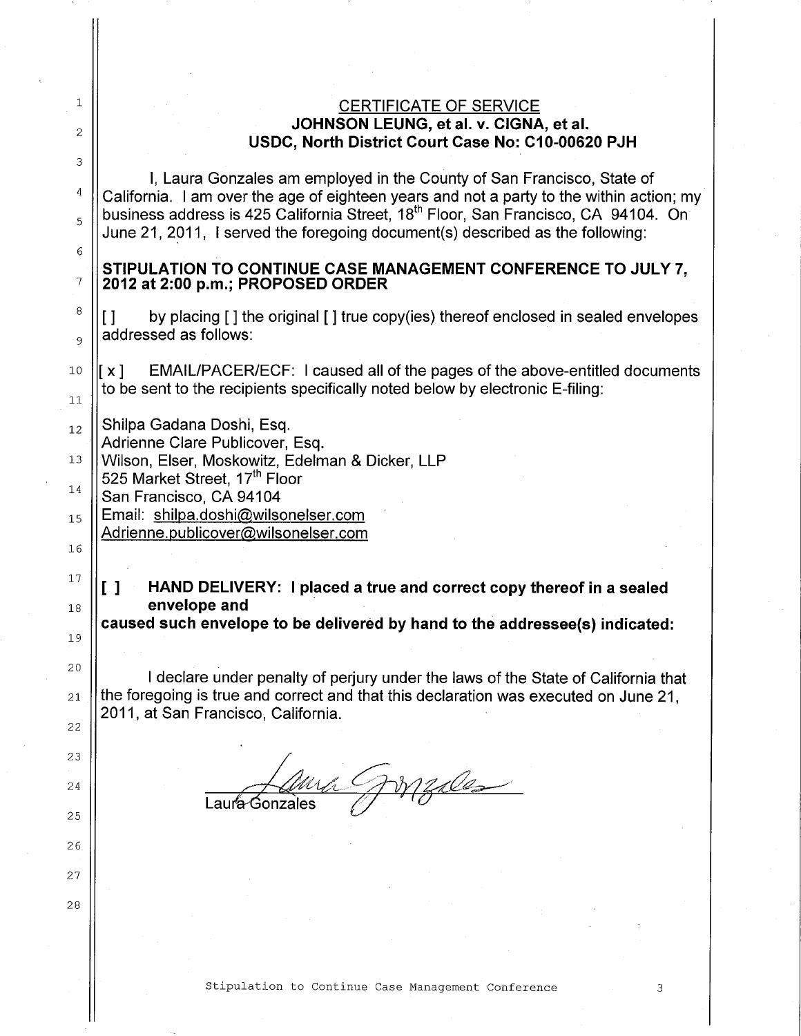## CERTIFICATE OF SERVICE

**JOHNSON LEUNG, et al. v. CIGNA, et al.**
**USDC, North District Court Case No: C10-00620 PJH**

I, Laura Gonzales am employed in the County of San Francisco, State of California. I am over the age of eighteen years and not a party to the within action; my business address is 425 California Street, 18th Floor, San Francisco, CA 94104. On June 21, 2011, I served the foregoing document(s) described as the following:

**STIPULATION TO CONTINUE CASE MANAGEMENT CONFERENCE TO JULY 7, 2012 at 2:00 p.m.; PROPOSED ORDER**

[ ] by placing [ ] the original [ ] true copy(ies) thereof enclosed in sealed envelopes addressed as follows:

[ x ] EMAIL/PACER/ECF: I caused all of the pages of the above-entitled documents to be sent to the recipients specifically noted below by electronic E-filing:

Shilpa Gadana Doshi, Esq.
Adrienne Clare Publicover, Esq.
Wilson, Elser, Moskowitz, Edelman & Dicker, LLP
525 Market Street, 17th Floor
San Francisco, CA 94104
Email: shilpa.doshi@wilsonelser.com
Adrienne.publicover@wilsonelser.com

**[ ] HAND DELIVERY: I placed a true and correct copy thereof in a sealed envelope and caused such envelope to be delivered by hand to the addressee(s) indicated:**

I declare under penalty of perjury under the laws of the State of California that the foregoing is true and correct and that this declaration was executed on June 21, 2011, at San Francisco, California.

Laura Gonzales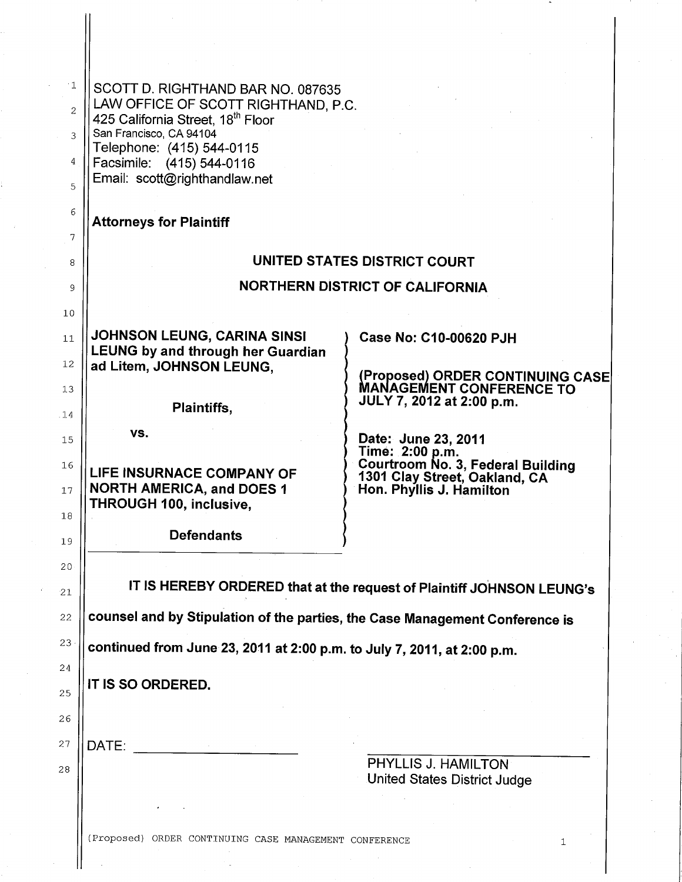SCOTT D. RIGHTHAND BAR NO. 087635
LAW OFFICE OF SCOTT RIGHTHAND, P.C.
425 California Street, 18th Floor
San Francisco, CA 94104
Telephone: (415) 544-0115
Facsimile: (415) 544-0116
Email: scott@righthandlaw.net

**Attorneys for Plaintiff**

**UNITED STATES DISTRICT COURT**

**NORTHERN DISTRICT OF CALIFORNIA**

| | |
|---|---|
| **JOHNSON LEUNG, CARINA SINSI LEUNG by and through her Guardian ad Litem, JOHNSON LEUNG,** | **Case No: C10-00620 PJH** |
| **Plaintiffs,** | **(Proposed) ORDER CONTINUING CASE MANAGEMENT CONFERENCE TO JULY 7, 2012 at 2:00 p.m.** |
| **vs.** | **Date: June 23, 2011**<br>**Time: 2:00 p.m.**<br>**Courtroom No. 3, Federal Building**<br>**1301 Clay Street, Oakland, CA**<br>**Hon. Phyllis J. Hamilton** |
| **LIFE INSURNACE COMPANY OF NORTH AMERICA, and DOES 1 THROUGH 100, inclusive,** | |
| **Defendants** | |

**IT IS HEREBY ORDERED that at the request of Plaintiff JOHNSON LEUNG's counsel and by Stipulation of the parties, the Case Management Conference is continued from June 23, 2011 at 2:00 p.m. to July 7, 2011, at 2:00 p.m.**

**IT IS SO ORDERED.**

DATE: \_\_\_\_\_\_\_\_\_\_\_\_\_\_\_\_\_\_\_\_

PHYLLIS J. HAMILTON
United States District Judge